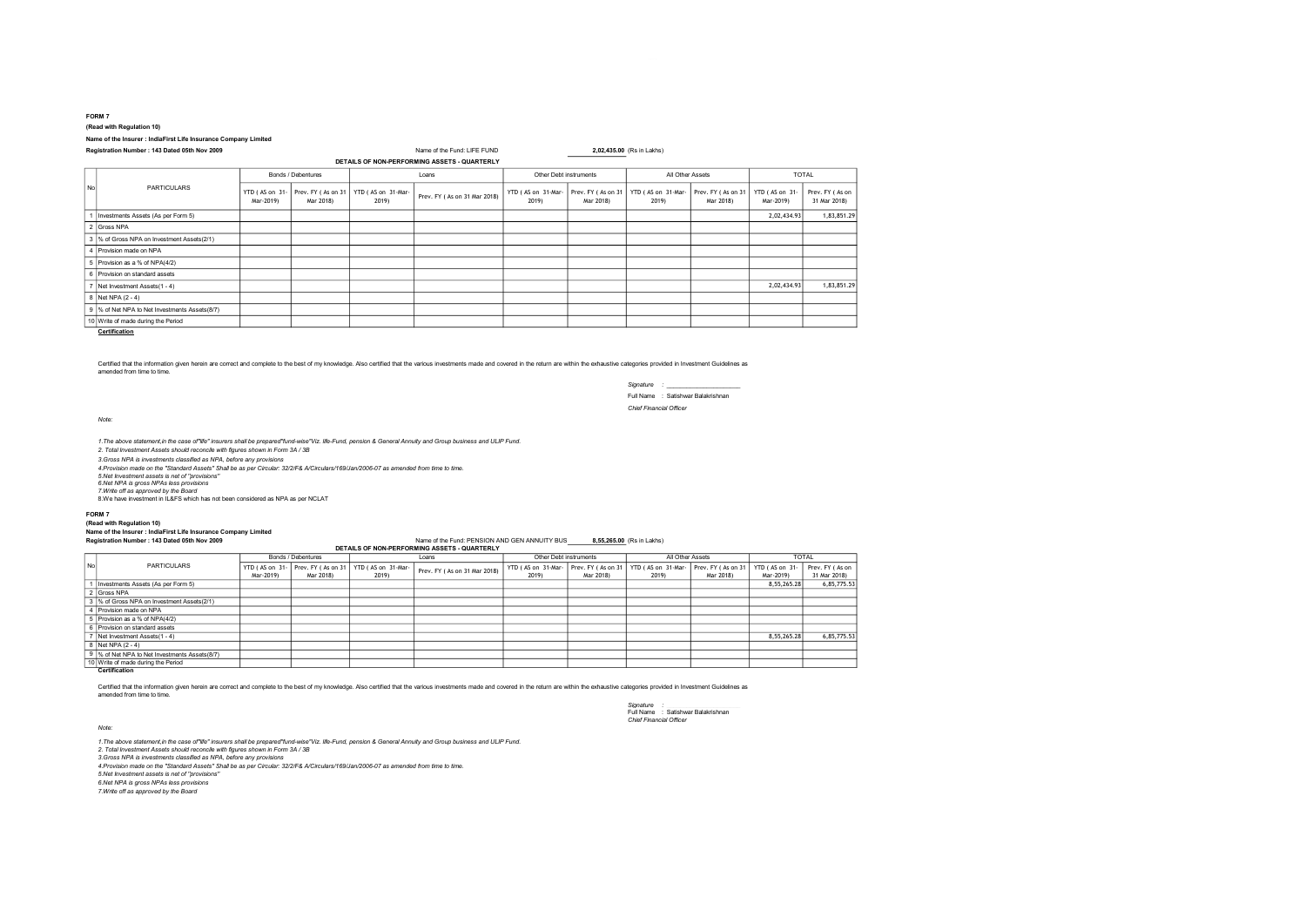**FORM 7**

**(Read with Regulation 10)**

**Name of the Insurer : IndiaFirst Life Insurance Company Limited**

**Registration Number : 143 Dated 05th Nov 2009**

Name of the Fund: LIFE FUND **2,02,435.00** (Rs in Lakhs)

**DETAILS OF NON-PERFORMING ASSETS - QUARTERLY**

| No | PARTICULARS | Bonds / Debentures | | Loans | | Other Debt instruments | | All Other Assets | | TOTAL | |
|---|---|---|---|---|---|---|---|---|---|---|---|
| | | YTD ( AS on 31-Mar-2019) | Prev. FY ( As on 31 Mar 2018) | YTD ( AS on 31-Mar-2019) | Prev. FY ( As on 31 Mar 2018) | YTD ( AS on 31-Mar-2019) | Prev. FY ( As on 31 Mar 2018) | YTD ( AS on 31-Mar-2019) | Prev. FY ( As on 31 Mar 2018) | YTD ( AS on 31-Mar-2019) | Prev. FY ( As on 31 Mar 2018) |
| 1 | Investments Assets (As per Form 5) | | | | | | | | | 2,02,434.93 | 1,83,851.29 |
| 2 | Gross NPA | | | | | | | | | | |
| 3 | % of Gross NPA on Investment Assets(2/1) | | | | | | | | | | |
| 4 | Provision made on NPA | | | | | | | | | | |
| 5 | Provision as a % of NPA(4/2) | | | | | | | | | | |
| 6 | Provision on standard assets | | | | | | | | | | |
| 7 | Net Investment Assets(1 - 4) | | | | | | | | | 2,02,434.93 | 1,83,851.29 |
| 8 | Net NPA (2 - 4) | | | | | | | | | | |
| 9 | % of Net NPA to Net Investments Assets(8/7) | | | | | | | | | | |
| 10 | Write of made during the Period | | | | | | | | | | |

**Certification**

Certified that the information given herein are correct and complete to the best of my knowledge. Also certified that the various investments made and covered in the return are within the exhaustive categories provided in Investment Guidelines as amended from time to time.

*Signature* : ____________________

Full Name : Satishwar Balakrishnan

*Chief Financial Officer*

*Note:*

*1.The above statement,in the case of"life" insurers shall be prepared"fund-wise"Viz. life-Fund, pension & General Annuity and Group business and ULIP Fund.*

*2. Total Investment Assets should reconcile with figures shown in Form 3A / 3B*

*3.Gross NPA is investments classified as NPA, before any provisions*

*4.Provision made on the "Standard Assets" Shall be as per Circular: 32/2/F& A/Circulars/169/Jan/2006-07 as amended from time to time.*

*5.Net Investment assets is net of ''provisions''*

*6.Net NPA is gross NPAs less provisions*

*7.Write off as approved by the Board*

8.We have investment in IL&FS which has not been considered as NPA as per NCLAT

**FORM 7**

**(Read with Regulation 10)**

**Name of the Insurer : IndiaFirst Life Insurance Company Limited**

**Registration Number : 143 Dated 05th Nov 2009**

Name of the Fund: PENSION AND GEN ANNUITY BUS **8,55,265.00** (Rs in Lakhs)

**DETAILS OF NON-PERFORMING ASSETS - QUARTERLY**

| No | PARTICULARS | Bonds / Debentures | | Loans | | Other Debt instruments | | All Other Assets | | TOTAL | |
|---|---|---|---|---|---|---|---|---|---|---|---|
| | | YTD ( AS on 31-Mar-2019) | Prev. FY ( As on 31 Mar 2018) | YTD ( AS on 31-Mar-2019) | Prev. FY ( As on 31 Mar 2018) | YTD ( AS on 31-Mar-2019) | Prev. FY ( As on 31 Mar 2018) | YTD ( AS on 31-Mar-2019) | Prev. FY ( As on 31 Mar 2018) | YTD ( AS on 31-Mar-2019) | Prev. FY ( As on 31 Mar 2018) |
| 1 | Investments Assets (As per Form 5) | | | | | | | | | 8,55,265.28 | 6,85,775.53 |
| 2 | Gross NPA | | | | | | | | | | |
| 3 | % of Gross NPA on Investment Assets(2/1) | | | | | | | | | | |
| 4 | Provision made on NPA | | | | | | | | | | |
| 5 | Provision as a % of NPA(4/2) | | | | | | | | | | |
| 6 | Provision on standard assets | | | | | | | | | | |
| 7 | Net Investment Assets(1 - 4) | | | | | | | | | 8,55,265.28 | 6,85,775.53 |
| 8 | Net NPA (2 - 4) | | | | | | | | | | |
| 9 | % of Net NPA to Net Investments Assets(8/7) | | | | | | | | | | |
| 10 | Write of made during the Period | | | | | | | | | | |

**Certification**

Certified that the information given herein are correct and complete to the best of my knowledge. Also certified that the various investments made and covered in the return are within the exhaustive categories provided in Investment Guidelines as amended from time to time.

*Signature* :

Full Name : Satishwar Balakrishnan

*Chief Financial Officer*

*Note:*

*1.The above statement,in the case of"life" insurers shall be prepared"fund-wise"Viz. life-Fund, pension & General Annuity and Group business and ULIP Fund.*

*2. Total Investment Assets should reconcile with figures shown in Form 3A / 3B*

*3.Gross NPA is investments classified as NPA, before any provisions*

*4.Provision made on the "Standard Assets" Shall be as per Circular: 32/2/F& A/Circulars/169/Jan/2006-07 as amended from time to time.*

*5.Net Investment assets is net of ''provisions''*

*6.Net NPA is gross NPAs less provisions*

*7.Write off as approved by the Board*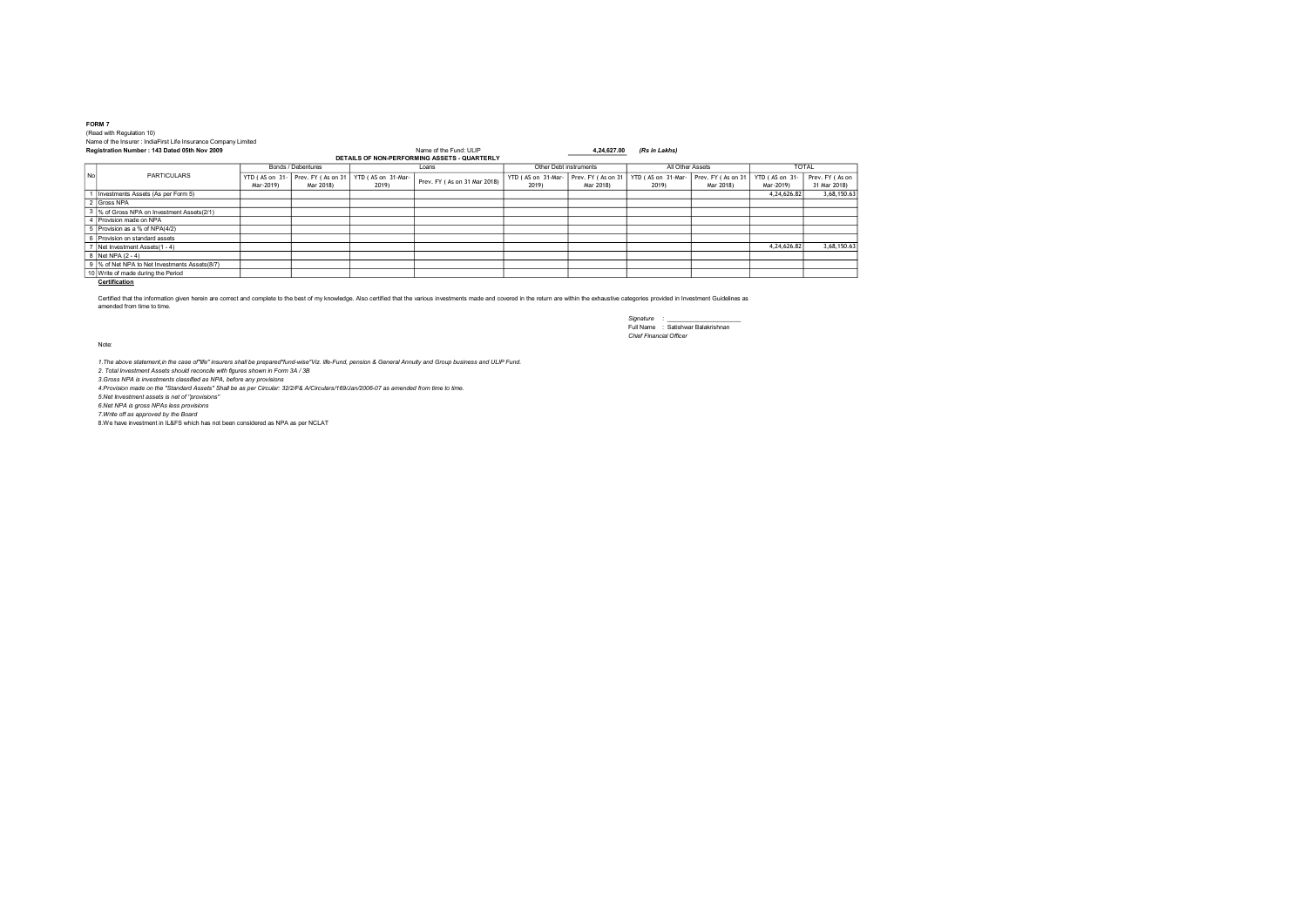**FORM 7**

(Read with Regulation 10)

Name of the Insurer : IndiaFirst Life Insurance Company Limited

**Registration Number : 143 Dated 05th Nov 2009**

Name of the Fund: ULIP **4,24,627.00** *(Rs in Lakhs)*

**DETAILS OF NON-PERFORMING ASSETS - QUARTERLY**

| No | PARTICULARS | Bonds / Debentures | | Loans | | Other Debt instruments | | All Other Assets | | TOTAL | |
|---|---|---|---|---|---|---|---|---|---|---|---|
| | | YTD ( AS on 31-Mar-2019) | Prev. FY ( As on 31 Mar 2018) | YTD ( AS on 31-Mar-2019) | Prev. FY ( As on 31 Mar 2018) | YTD ( AS on 31-Mar-2019) | Prev. FY ( As on 31 Mar 2018) | YTD ( AS on 31-Mar-2019) | Prev. FY ( As on 31 Mar 2018) | YTD ( AS on 31-Mar-2019) | Prev. FY ( As on 31 Mar 2018) |
| 1 | Investments Assets (As per Form 5) | | | | | | | | | 4,24,626.82 | 3,68,150.63 |
| 2 | Gross NPA | | | | | | | | | | |
| 3 | % of Gross NPA on Investment Assets(2/1) | | | | | | | | | | |
| 4 | Provision made on NPA | | | | | | | | | | |
| 5 | Provision as a % of NPA(4/2) | | | | | | | | | | |
| 6 | Provision on standard assets | | | | | | | | | | |
| 7 | Net Investment Assets(1 - 4) | | | | | | | | | 4,24,626.82 | 3,68,150.63 |
| 8 | Net NPA (2 - 4) | | | | | | | | | | |
| 9 | % of Net NPA to Net Investments Assets(8/7) | | | | | | | | | | |
| 10 | Write of made during the Period | | | | | | | | | | |

**Certification**

Certified that the information given herein are correct and complete to the best of my knowledge. Also certified that the various investments made and covered in the return are within the exhaustive categories provided in Investment Guidelines as amended from time to time.

*Signature* : ______________________

Full Name : Satishwar Balakrishnan

*Chief Financial Officer*

Note:

*1.The above statement,in the case of"life" insurers shall be prepared"fund-wise"Viz. life-Fund, pension & General Annuity and Group business and ULIP Fund.*

*2. Total Investment Assets should reconcile with figures shown in Form 3A / 3B*

*3.Gross NPA is investments classified as NPA, before any provisions*

*4.Provision made on the "Standard Assets" Shall be as per Circular: 32/2/F& A/Circulars/169/Jan/2006-07 as amended from time to time.*

*5.Net Investment assets is net of ''provisions''*

*6.Net NPA is gross NPAs less provisions*

*7.Write off as approved by the Board*

8.We have investment in IL&FS which has not been considered as NPA as per NCLAT